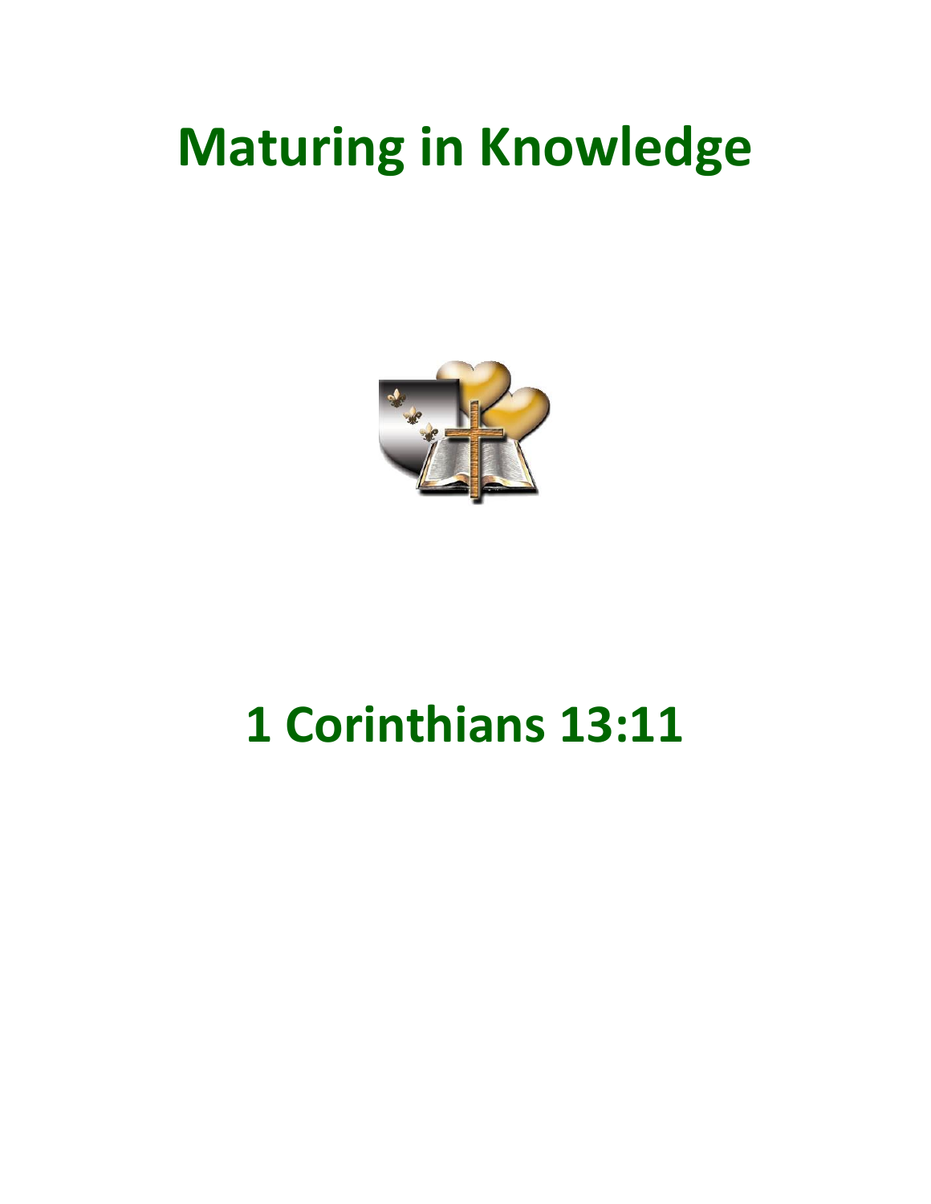# Maturing in Knowledge

# 1 Corinthians 13:11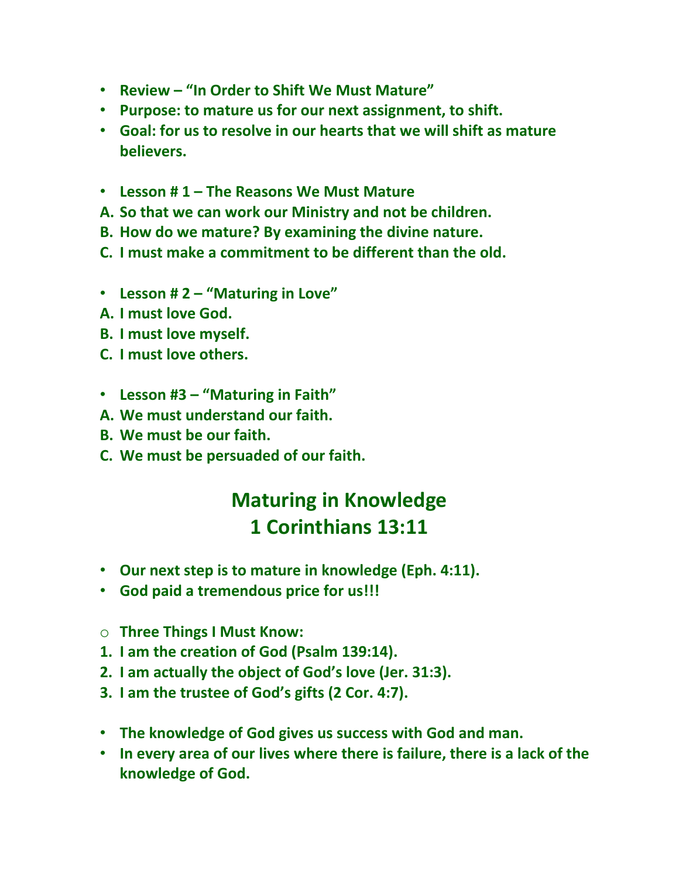- **Review – "In Order to Shift We Must Mature"**
- **Purpose: to mature us for our next assignment, to shift.**
- **Goal: for us to resolve in our hearts that we will shift as mature believers.**

- **Lesson # 1 – The Reasons We Must Mature**

**A. So that we can work our Ministry and not be children.**
**B. How do we mature? By examining the divine nature.**
**C. I must make a commitment to be different than the old.**

- **Lesson # 2 – "Maturing in Love"**

**A. I must love God.**
**B. I must love myself.**
**C. I must love others.**

- **Lesson #3 – "Maturing in Faith"**

**A. We must understand our faith.**
**B. We must be our faith.**
**C. We must be persuaded of our faith.**

## Maturing in Knowledge
## 1 Corinthians 13:11

- **Our next step is to mature in knowledge (Eph. 4:11).**
- **God paid a tremendous price for us!!!**

- **Three Things I Must Know:**

1. **I am the creation of God (Psalm 139:14).**
2. **I am actually the object of God's love (Jer. 31:3).**
3. **I am the trustee of God's gifts (2 Cor. 4:7).**

- **The knowledge of God gives us success with God and man.**
- **In every area of our lives where there is failure, there is a lack of the knowledge of God.**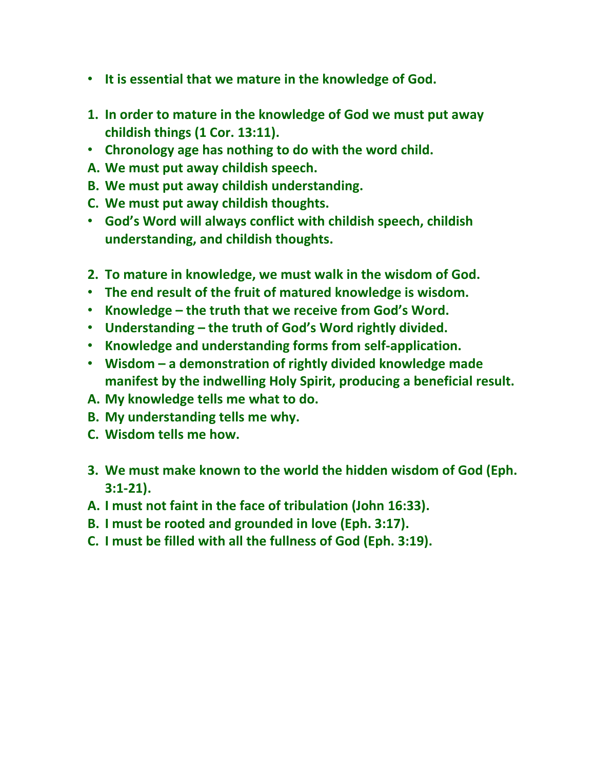- **It is essential that we mature in the knowledge of God.**

**1. In order to mature in the knowledge of God we must put away childish things (1 Cor. 13:11).**

- **Chronology age has nothing to do with the word child.**

**A. We must put away childish speech.**
**B. We must put away childish understanding.**
**C. We must put away childish thoughts.**

- **God's Word will always conflict with childish speech, childish understanding, and childish thoughts.**

**2. To mature in knowledge, we must walk in the wisdom of God.**

- **The end result of the fruit of matured knowledge is wisdom.**
- **Knowledge – the truth that we receive from God's Word.**
- **Understanding – the truth of God's Word rightly divided.**
- **Knowledge and understanding forms from self-application.**
- **Wisdom – a demonstration of rightly divided knowledge made manifest by the indwelling Holy Spirit, producing a beneficial result.**

**A. My knowledge tells me what to do.**
**B. My understanding tells me why.**
**C. Wisdom tells me how.**

**3. We must make known to the world the hidden wisdom of God (Eph. 3:1-21).**

**A. I must not faint in the face of tribulation (John 16:33).**
**B. I must be rooted and grounded in love (Eph. 3:17).**
**C. I must be filled with all the fullness of God (Eph. 3:19).**